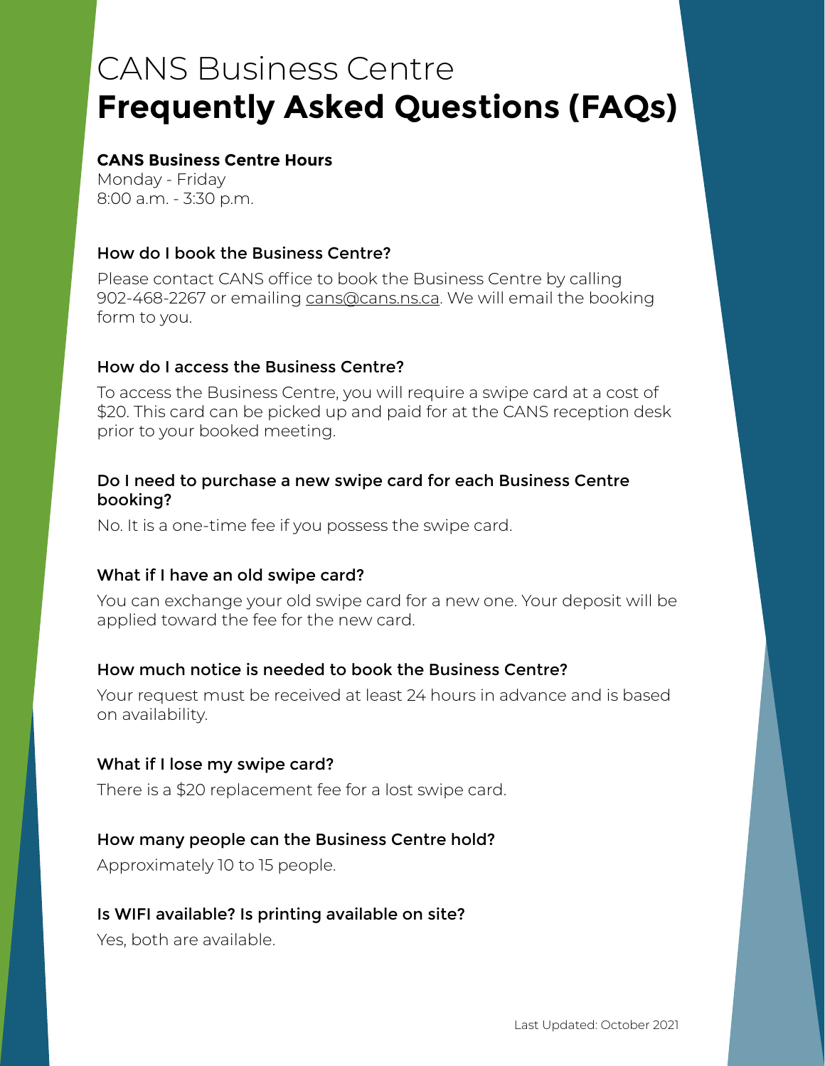# CANS Business Centre
# **Frequently Asked Questions (FAQs)**

**CANS Business Centre Hours**
Monday - Friday
8:00 a.m. - 3:30 p.m.

### How do I book the Business Centre?

Please contact CANS office to book the Business Centre by calling 902-468-2267 or emailing cans@cans.ns.ca. We will email the booking form to you.

### How do I access the Business Centre?

To access the Business Centre, you will require a swipe card at a cost of $20. This card can be picked up and paid for at the CANS reception desk prior to your booked meeting.

### Do I need to purchase a new swipe card for each Business Centre booking?

No. It is a one-time fee if you possess the swipe card.

### What if I have an old swipe card?

You can exchange your old swipe card for a new one. Your deposit will be applied toward the fee for the new card.

### How much notice is needed to book the Business Centre?

Your request must be received at least 24 hours in advance and is based on availability.

### What if I lose my swipe card?

There is a $20 replacement fee for a lost swipe card.

### How many people can the Business Centre hold?

Approximately 10 to 15 people.

### Is WIFI available? Is printing available on site?

Yes, both are available.

Last Updated: October 2021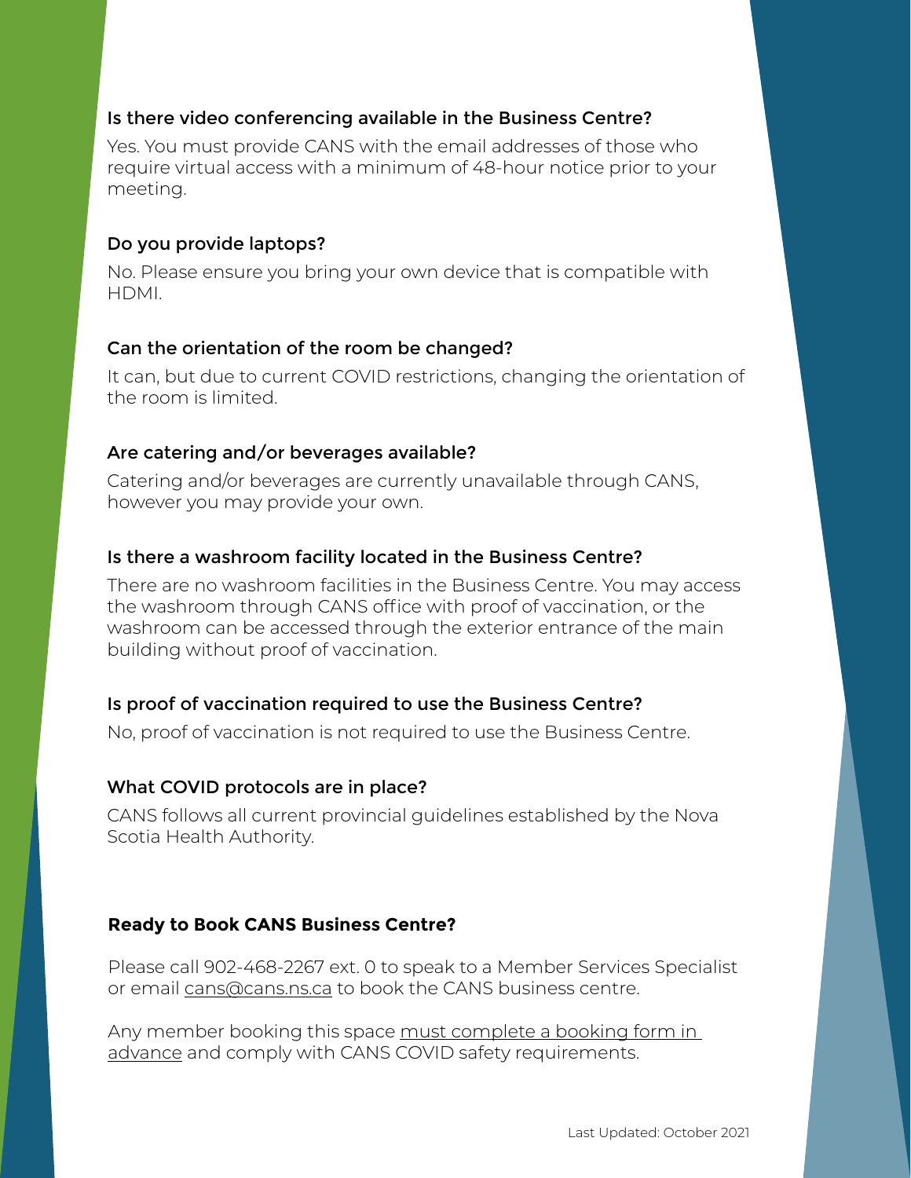### Is there video conferencing available in the Business Centre?

Yes. You must provide CANS with the email addresses of those who require virtual access with a minimum of 48-hour notice prior to your meeting.

### Do you provide laptops?

No. Please ensure you bring your own device that is compatible with HDMI.

### Can the orientation of the room be changed?

It can, but due to current COVID restrictions, changing the orientation of the room is limited.

### Are catering and/or beverages available?

Catering and/or beverages are currently unavailable through CANS, however you may provide your own.

### Is there a washroom facility located in the Business Centre?

There are no washroom facilities in the Business Centre. You may access the washroom through CANS office with proof of vaccination, or the washroom can be accessed through the exterior entrance of the main building without proof of vaccination.

### Is proof of vaccination required to use the Business Centre?

No, proof of vaccination is not required to use the Business Centre.

### What COVID protocols are in place?

CANS follows all current provincial guidelines established by the Nova Scotia Health Authority.

## Ready to Book CANS Business Centre?

Please call 902-468-2267 ext. 0 to speak to a Member Services Specialist or email cans@cans.ns.ca to book the CANS business centre.

Any member booking this space must complete a booking form in advance and comply with CANS COVID safety requirements.

Last Updated: October 2021